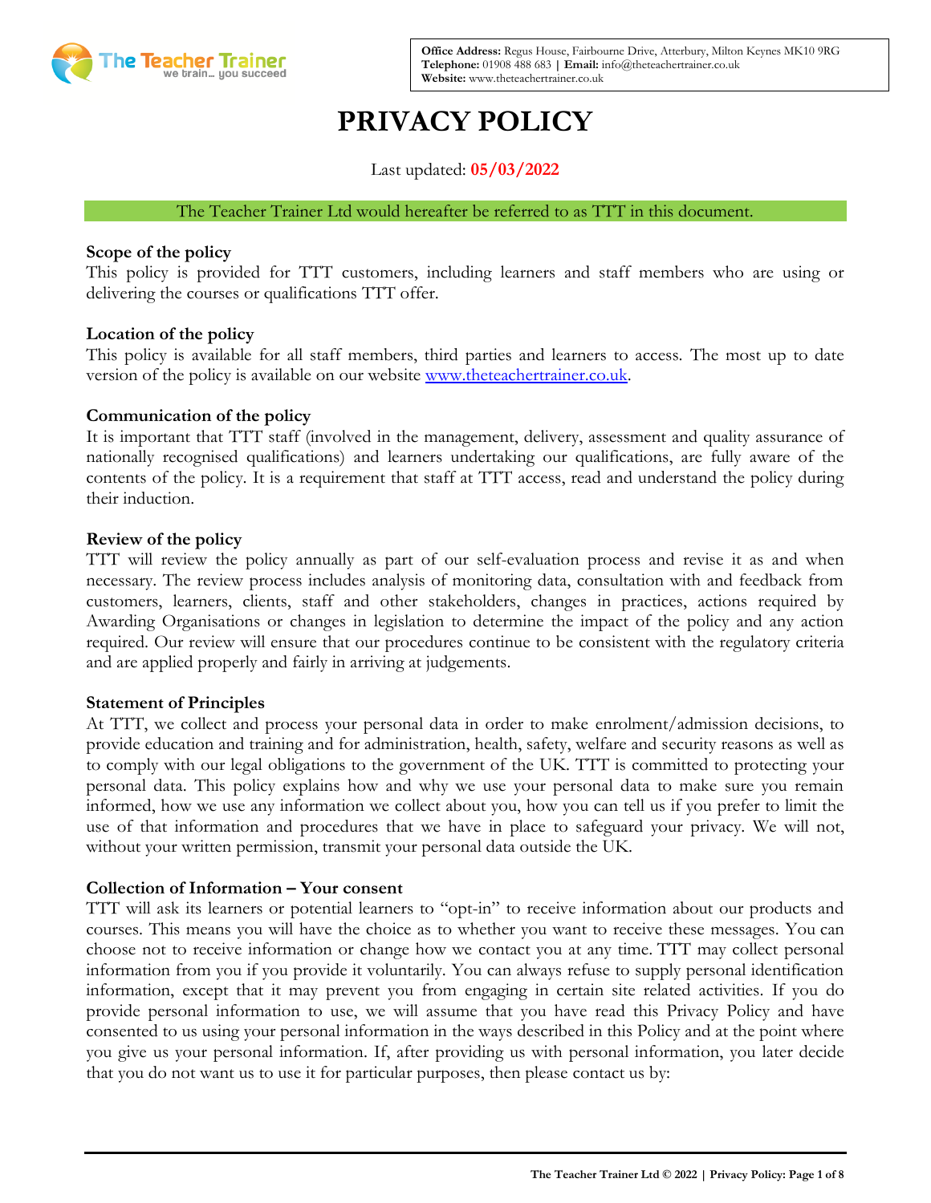**Office Address:** Regus House, Fairbourne Drive, Atterbury, Milton Keynes MK10 9RG
**Telephone:** 01908 488 683 | **Email:** info@theteachertrainer.co.uk
**Website:** www.theteachertrainer.co.uk

# PRIVACY POLICY

Last updated: **05/03/2022**

The Teacher Trainer Ltd would hereafter be referred to as TTT in this document.

**Scope of the policy**
This policy is provided for TTT customers, including learners and staff members who are using or delivering the courses or qualifications TTT offer.

**Location of the policy**
This policy is available for all staff members, third parties and learners to access. The most up to date version of the policy is available on our website www.theteachertrainer.co.uk.

**Communication of the policy**
It is important that TTT staff (involved in the management, delivery, assessment and quality assurance of nationally recognised qualifications) and learners undertaking our qualifications, are fully aware of the contents of the policy. It is a requirement that staff at TTT access, read and understand the policy during their induction.

**Review of the policy**
TTT will review the policy annually as part of our self-evaluation process and revise it as and when necessary. The review process includes analysis of monitoring data, consultation with and feedback from customers, learners, clients, staff and other stakeholders, changes in practices, actions required by Awarding Organisations or changes in legislation to determine the impact of the policy and any action required. Our review will ensure that our procedures continue to be consistent with the regulatory criteria and are applied properly and fairly in arriving at judgements.

**Statement of Principles**
At TTT, we collect and process your personal data in order to make enrolment/admission decisions, to provide education and training and for administration, health, safety, welfare and security reasons as well as to comply with our legal obligations to the government of the UK. TTT is committed to protecting your personal data. This policy explains how and why we use your personal data to make sure you remain informed, how we use any information we collect about you, how you can tell us if you prefer to limit the use of that information and procedures that we have in place to safeguard your privacy. We will not, without your written permission, transmit your personal data outside the UK.

**Collection of Information – Your consent**
TTT will ask its learners or potential learners to "opt-in" to receive information about our products and courses. This means you will have the choice as to whether you want to receive these messages. You can choose not to receive information or change how we contact you at any time. TTT may collect personal information from you if you provide it voluntarily. You can always refuse to supply personal identification information, except that it may prevent you from engaging in certain site related activities. If you do provide personal information to use, we will assume that you have read this Privacy Policy and have consented to us using your personal information in the ways described in this Policy and at the point where you give us your personal information. If, after providing us with personal information, you later decide that you do not want us to use it for particular purposes, then please contact us by: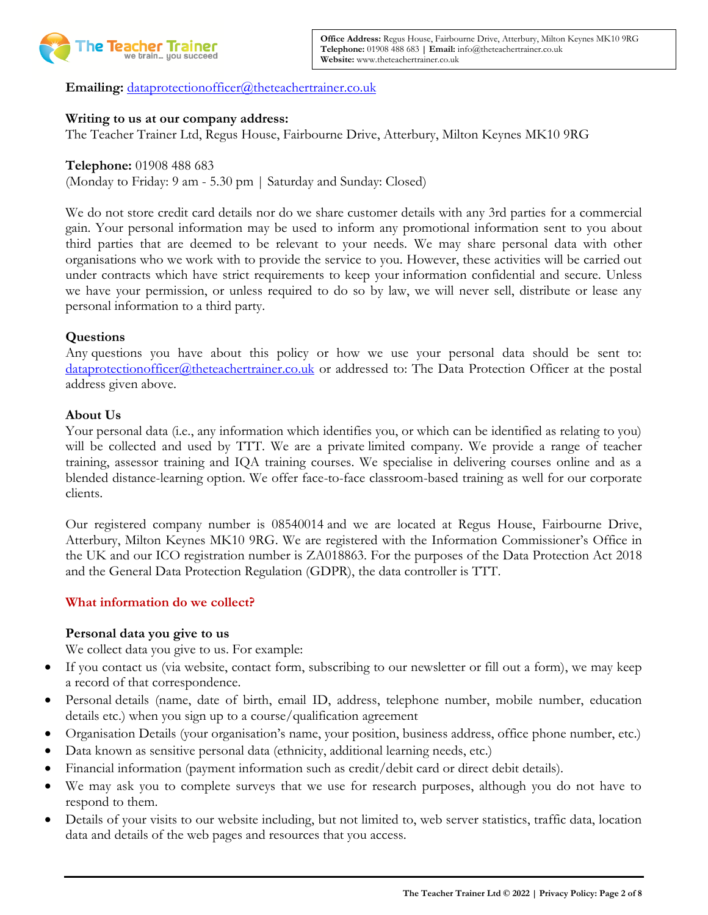**Emailing:** [dataprotectionofficer@theteachertrainer.co.uk](mailto:dataprotectionofficer@theteachertrainer.co.uk)

**Writing to us at our company address:**
The Teacher Trainer Ltd, Regus House, Fairbourne Drive, Atterbury, Milton Keynes MK10 9RG

**Telephone:** 01908 488 683
(Monday to Friday: 9 am - 5.30 pm | Saturday and Sunday: Closed)

We do not store credit card details nor do we share customer details with any 3rd parties for a commercial gain. Your personal information may be used to inform any promotional information sent to you about third parties that are deemed to be relevant to your needs. We may share personal data with other organisations who we work with to provide the service to you. However, these activities will be carried out under contracts which have strict requirements to keep your information confidential and secure. Unless we have your permission, or unless required to do so by law, we will never sell, distribute or lease any personal information to a third party.

**Questions**
Any questions you have about this policy or how we use your personal data should be sent to: [dataprotectionofficer@theteachertrainer.co.uk](mailto:dataprotectionofficer@theteachertrainer.co.uk) or addressed to: The Data Protection Officer at the postal address given above.

**About Us**
Your personal data (i.e., any information which identifies you, or which can be identified as relating to you) will be collected and used by TTT. We are a private limited company. We provide a range of teacher training, assessor training and IQA training courses. We specialise in delivering courses online and as a blended distance-learning option. We offer face-to-face classroom-based training as well for our corporate clients.

Our registered company number is 08540014 and we are located at Regus House, Fairbourne Drive, Atterbury, Milton Keynes MK10 9RG. We are registered with the Information Commissioner's Office in the UK and our ICO registration number is ZA018863. For the purposes of the Data Protection Act 2018 and the General Data Protection Regulation (GDPR), the data controller is TTT.

## What information do we collect?

**Personal data you give to us**
We collect data you give to us. For example:

- If you contact us (via website, contact form, subscribing to our newsletter or fill out a form), we may keep a record of that correspondence.
- Personal details (name, date of birth, email ID, address, telephone number, mobile number, education details etc.) when you sign up to a course/qualification agreement
- Organisation Details (your organisation's name, your position, business address, office phone number, etc.)
- Data known as sensitive personal data (ethnicity, additional learning needs, etc.)
- Financial information (payment information such as credit/debit card or direct debit details).
- We may ask you to complete surveys that we use for research purposes, although you do not have to respond to them.
- Details of your visits to our website including, but not limited to, web server statistics, traffic data, location data and details of the web pages and resources that you access.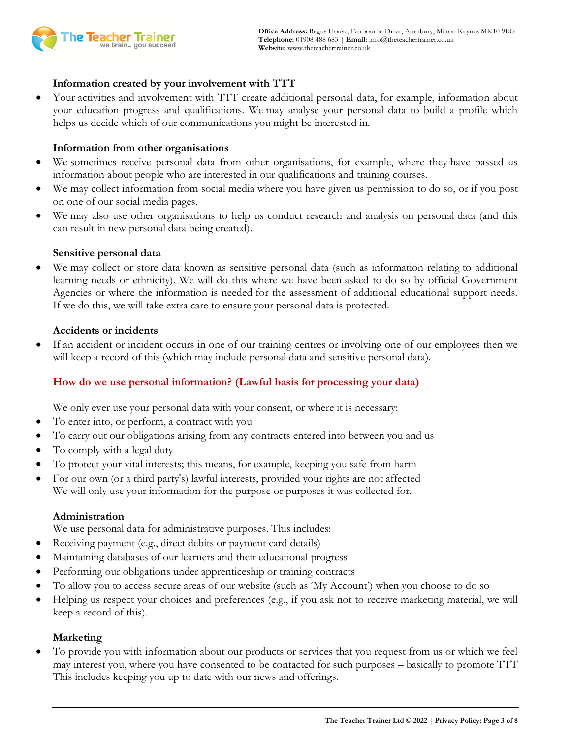### Information created by your involvement with TTT

- Your activities and involvement with TTT create additional personal data, for example, information about your education progress and qualifications. We may analyse your personal data to build a profile which helps us decide which of our communications you might be interested in.

### Information from other organisations

- We sometimes receive personal data from other organisations, for example, where they have passed us information about people who are interested in our qualifications and training courses.
- We may collect information from social media where you have given us permission to do so, or if you post on one of our social media pages.
- We may also use other organisations to help us conduct research and analysis on personal data (and this can result in new personal data being created).

### Sensitive personal data

- We may collect or store data known as sensitive personal data (such as information relating to additional learning needs or ethnicity). We will do this where we have been asked to do so by official Government Agencies or where the information is needed for the assessment of additional educational support needs. If we do this, we will take extra care to ensure your personal data is protected.

### Accidents or incidents

- If an accident or incident occurs in one of our training centres or involving one of our employees then we will keep a record of this (which may include personal data and sensitive personal data).

## How do we use personal information? (Lawful basis for processing your data)

We only ever use your personal data with your consent, or where it is necessary:

- To enter into, or perform, a contract with you
- To carry out our obligations arising from any contracts entered into between you and us
- To comply with a legal duty
- To protect your vital interests; this means, for example, keeping you safe from harm
- For our own (or a third party's) lawful interests, provided your rights are not affected

We will only use your information for the purpose or purposes it was collected for.

### Administration

We use personal data for administrative purposes. This includes:

- Receiving payment (e.g., direct debits or payment card details)
- Maintaining databases of our learners and their educational progress
- Performing our obligations under apprenticeship or training contracts
- To allow you to access secure areas of our website (such as 'My Account') when you choose to do so
- Helping us respect your choices and preferences (e.g., if you ask not to receive marketing material, we will keep a record of this).

### Marketing

- To provide you with information about our products or services that you request from us or which we feel may interest you, where you have consented to be contacted for such purposes – basically to promote TTT This includes keeping you up to date with our news and offerings.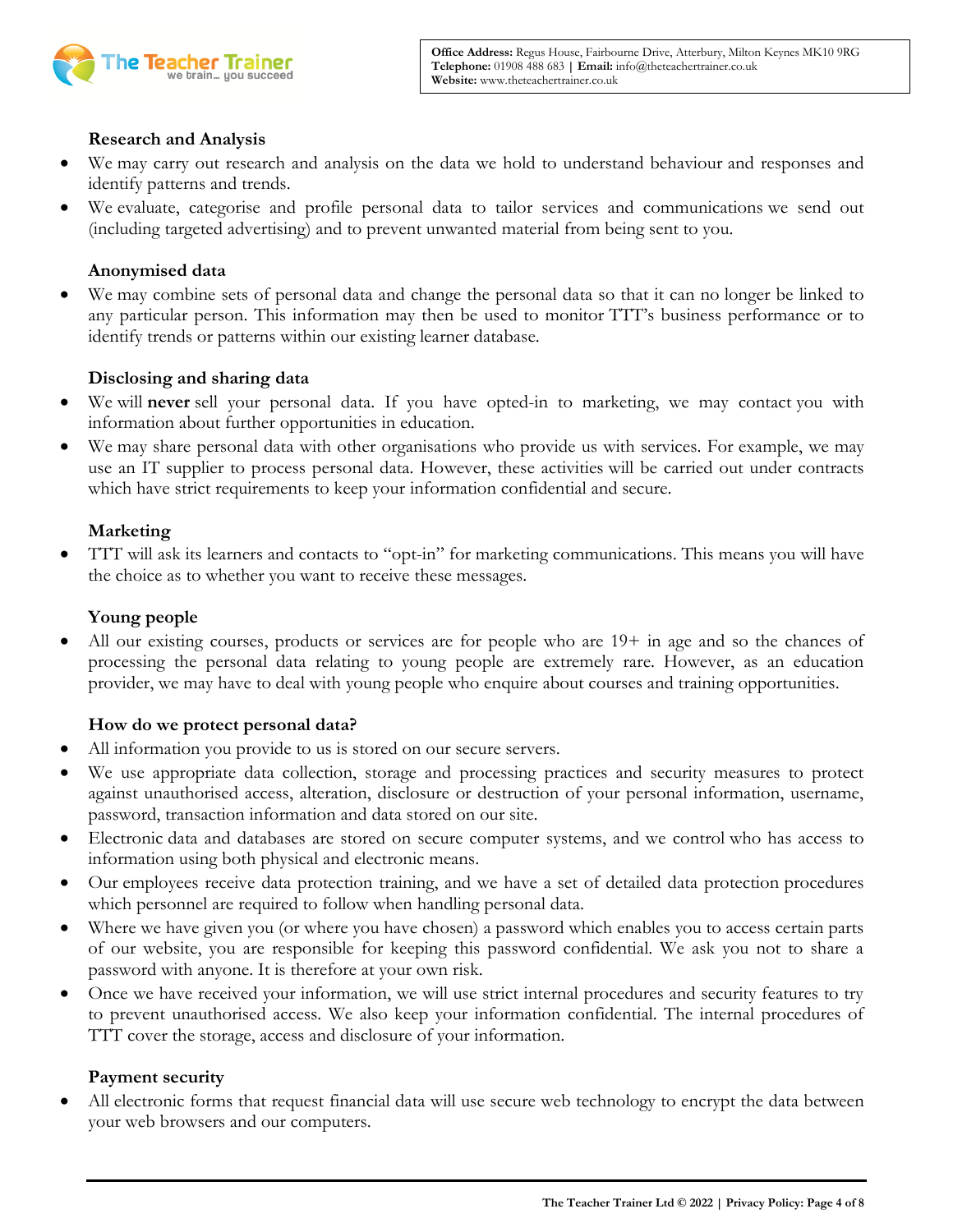### Research and Analysis

- We may carry out research and analysis on the data we hold to understand behaviour and responses and identify patterns and trends.
- We evaluate, categorise and profile personal data to tailor services and communications we send out (including targeted advertising) and to prevent unwanted material from being sent to you.

### Anonymised data

- We may combine sets of personal data and change the personal data so that it can no longer be linked to any particular person. This information may then be used to monitor TTT's business performance or to identify trends or patterns within our existing learner database.

### Disclosing and sharing data

- We will **never** sell your personal data. If you have opted-in to marketing, we may contact you with information about further opportunities in education.
- We may share personal data with other organisations who provide us with services. For example, we may use an IT supplier to process personal data. However, these activities will be carried out under contracts which have strict requirements to keep your information confidential and secure.

### Marketing

- TTT will ask its learners and contacts to "opt-in" for marketing communications. This means you will have the choice as to whether you want to receive these messages.

### Young people

- All our existing courses, products or services are for people who are 19+ in age and so the chances of processing the personal data relating to young people are extremely rare. However, as an education provider, we may have to deal with young people who enquire about courses and training opportunities.

### How do we protect personal data?

- All information you provide to us is stored on our secure servers.
- We use appropriate data collection, storage and processing practices and security measures to protect against unauthorised access, alteration, disclosure or destruction of your personal information, username, password, transaction information and data stored on our site.
- Electronic data and databases are stored on secure computer systems, and we control who has access to information using both physical and electronic means.
- Our employees receive data protection training, and we have a set of detailed data protection procedures which personnel are required to follow when handling personal data.
- Where we have given you (or where you have chosen) a password which enables you to access certain parts of our website, you are responsible for keeping this password confidential. We ask you not to share a password with anyone. It is therefore at your own risk.
- Once we have received your information, we will use strict internal procedures and security features to try to prevent unauthorised access. We also keep your information confidential. The internal procedures of TTT cover the storage, access and disclosure of your information.

### Payment security

- All electronic forms that request financial data will use secure web technology to encrypt the data between your web browsers and our computers.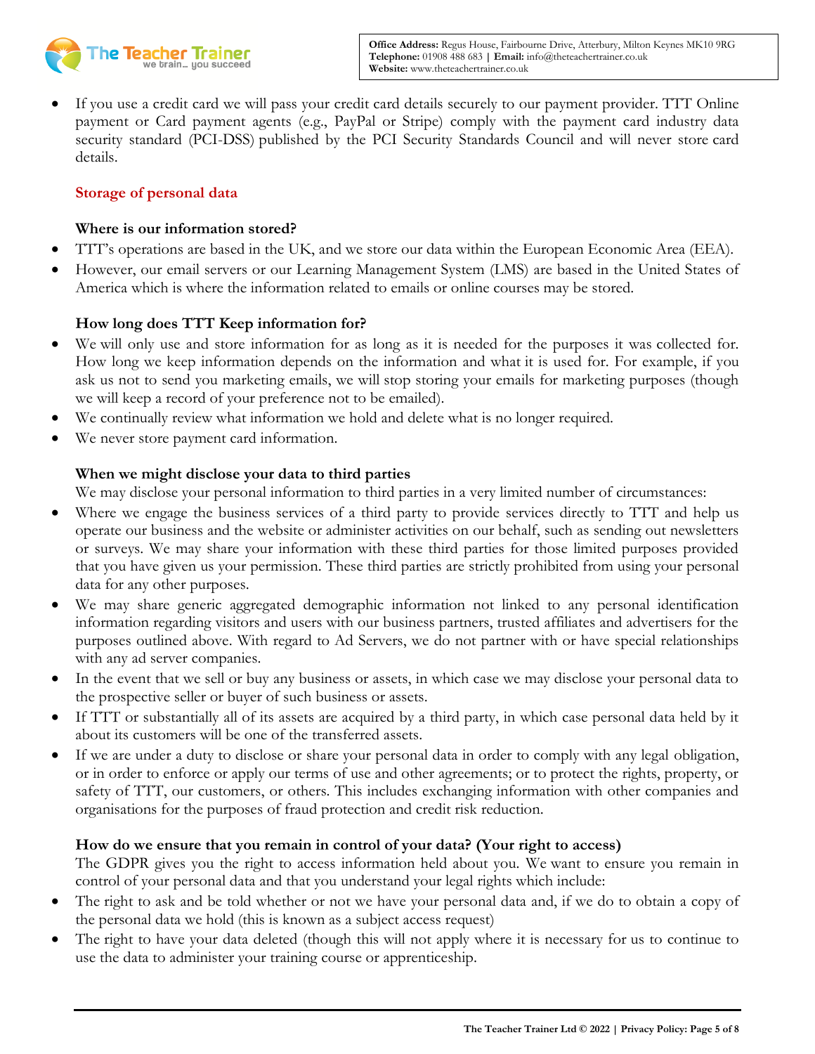- If you use a credit card we will pass your credit card details securely to our payment provider. TTT Online payment or Card payment agents (e.g., PayPal or Stripe) comply with the payment card industry data security standard (PCI-DSS) published by the PCI Security Standards Council and will never store card details.

## Storage of personal data

### Where is our information stored?

- TTT's operations are based in the UK, and we store our data within the European Economic Area (EEA).
- However, our email servers or our Learning Management System (LMS) are based in the United States of America which is where the information related to emails or online courses may be stored.

### How long does TTT Keep information for?

- We will only use and store information for as long as it is needed for the purposes it was collected for. How long we keep information depends on the information and what it is used for. For example, if you ask us not to send you marketing emails, we will stop storing your emails for marketing purposes (though we will keep a record of your preference not to be emailed).
- We continually review what information we hold and delete what is no longer required.
- We never store payment card information.

### When we might disclose your data to third parties

We may disclose your personal information to third parties in a very limited number of circumstances:

- Where we engage the business services of a third party to provide services directly to TTT and help us operate our business and the website or administer activities on our behalf, such as sending out newsletters or surveys. We may share your information with these third parties for those limited purposes provided that you have given us your permission. These third parties are strictly prohibited from using your personal data for any other purposes.
- We may share generic aggregated demographic information not linked to any personal identification information regarding visitors and users with our business partners, trusted affiliates and advertisers for the purposes outlined above. With regard to Ad Servers, we do not partner with or have special relationships with any ad server companies.
- In the event that we sell or buy any business or assets, in which case we may disclose your personal data to the prospective seller or buyer of such business or assets.
- If TTT or substantially all of its assets are acquired by a third party, in which case personal data held by it about its customers will be one of the transferred assets.
- If we are under a duty to disclose or share your personal data in order to comply with any legal obligation, or in order to enforce or apply our terms of use and other agreements; or to protect the rights, property, or safety of TTT, our customers, or others. This includes exchanging information with other companies and organisations for the purposes of fraud protection and credit risk reduction.

### How do we ensure that you remain in control of your data? (Your right to access)

The GDPR gives you the right to access information held about you. We want to ensure you remain in control of your personal data and that you understand your legal rights which include:

- The right to ask and be told whether or not we have your personal data and, if we do to obtain a copy of the personal data we hold (this is known as a subject access request)
- The right to have your data deleted (though this will not apply where it is necessary for us to continue to use the data to administer your training course or apprenticeship.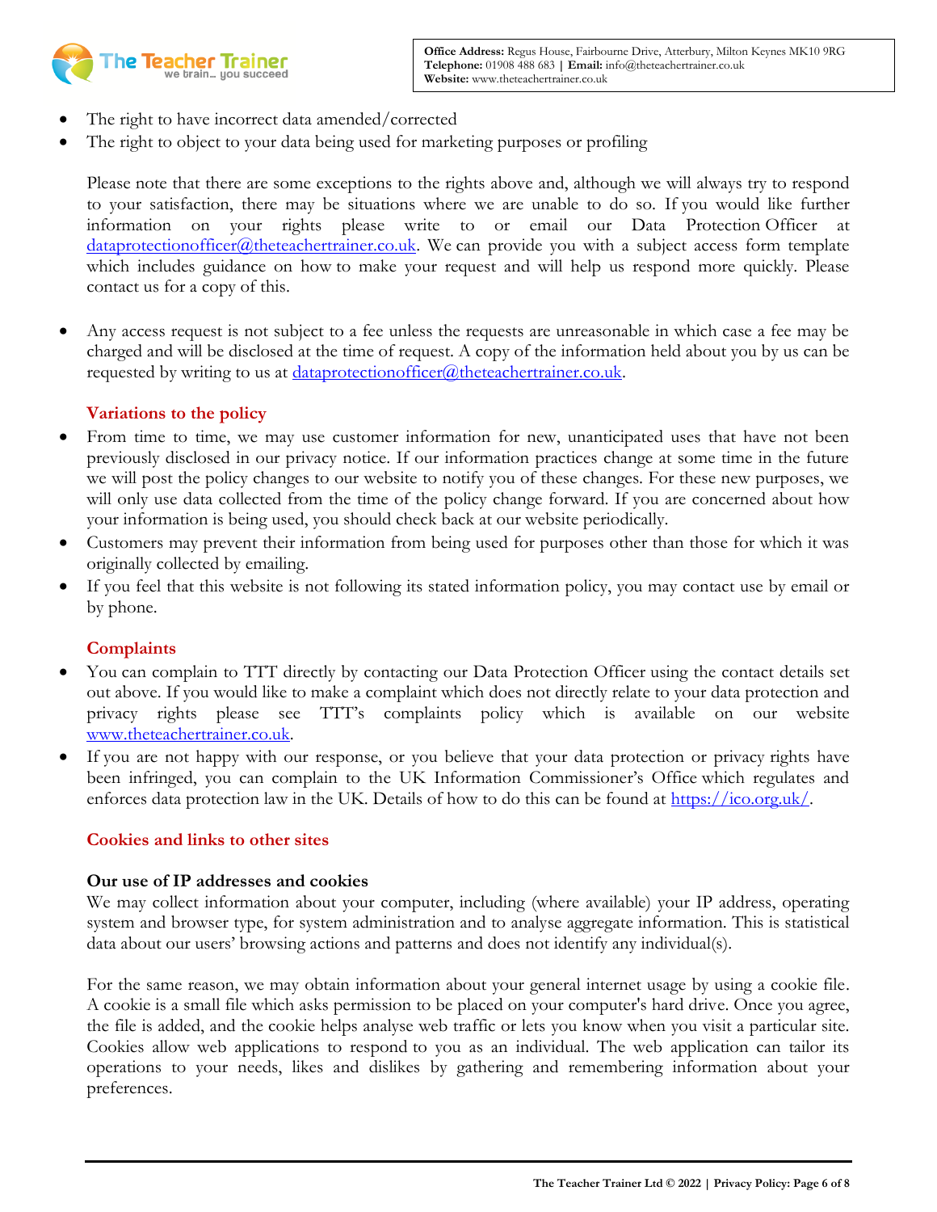- The right to have incorrect data amended/corrected
- The right to object to your data being used for marketing purposes or profiling

  Please note that there are some exceptions to the rights above and, although we will always try to respond to your satisfaction, there may be situations where we are unable to do so. If you would like further information on your rights please write to or email our Data Protection Officer at dataprotectionofficer@theteachertrainer.co.uk. We can provide you with a subject access form template which includes guidance on how to make your request and will help us respond more quickly. Please contact us for a copy of this.

- Any access request is not subject to a fee unless the requests are unreasonable in which case a fee may be charged and will be disclosed at the time of request. A copy of the information held about you by us can be requested by writing to us at dataprotectionofficer@theteachertrainer.co.uk.

### Variations to the policy

- From time to time, we may use customer information for new, unanticipated uses that have not been previously disclosed in our privacy notice. If our information practices change at some time in the future we will post the policy changes to our website to notify you of these changes. For these new purposes, we will only use data collected from the time of the policy change forward. If you are concerned about how your information is being used, you should check back at our website periodically.
- Customers may prevent their information from being used for purposes other than those for which it was originally collected by emailing.
- If you feel that this website is not following its stated information policy, you may contact use by email or by phone.

### Complaints

- You can complain to TTT directly by contacting our Data Protection Officer using the contact details set out above. If you would like to make a complaint which does not directly relate to your data protection and privacy rights please see TTT's complaints policy which is available on our website www.theteachertrainer.co.uk.
- If you are not happy with our response, or you believe that your data protection or privacy rights have been infringed, you can complain to the UK Information Commissioner's Office which regulates and enforces data protection law in the UK. Details of how to do this can be found at https://ico.org.uk/.

### Cookies and links to other sites

**Our use of IP addresses and cookies**

We may collect information about your computer, including (where available) your IP address, operating system and browser type, for system administration and to analyse aggregate information. This is statistical data about our users' browsing actions and patterns and does not identify any individual(s).

For the same reason, we may obtain information about your general internet usage by using a cookie file. A cookie is a small file which asks permission to be placed on your computer's hard drive. Once you agree, the file is added, and the cookie helps analyse web traffic or lets you know when you visit a particular site. Cookies allow web applications to respond to you as an individual. The web application can tailor its operations to your needs, likes and dislikes by gathering and remembering information about your preferences.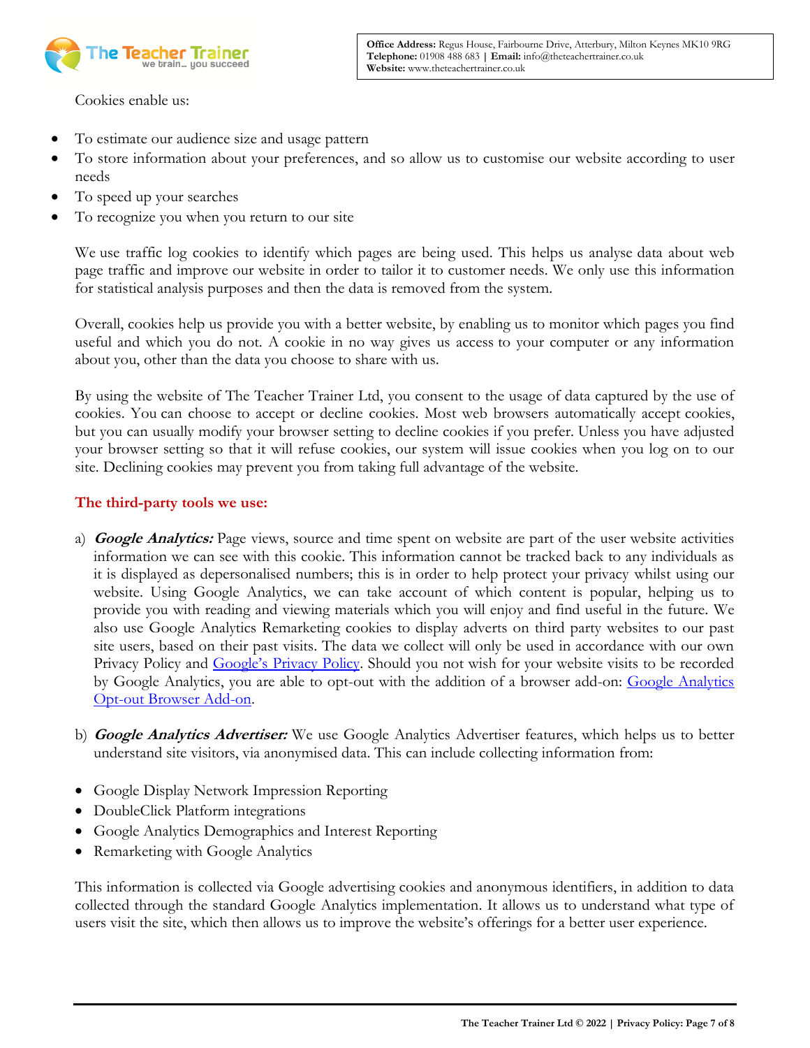Cookies enable us:

- To estimate our audience size and usage pattern
- To store information about your preferences, and so allow us to customise our website according to user needs
- To speed up your searches
- To recognize you when you return to our site

We use traffic log cookies to identify which pages are being used. This helps us analyse data about web page traffic and improve our website in order to tailor it to customer needs. We only use this information for statistical analysis purposes and then the data is removed from the system.

Overall, cookies help us provide you with a better website, by enabling us to monitor which pages you find useful and which you do not. A cookie in no way gives us access to your computer or any information about you, other than the data you choose to share with us.

By using the website of The Teacher Trainer Ltd, you consent to the usage of data captured by the use of cookies. You can choose to accept or decline cookies. Most web browsers automatically accept cookies, but you can usually modify your browser setting to decline cookies if you prefer. Unless you have adjusted your browser setting so that it will refuse cookies, our system will issue cookies when you log on to our site. Declining cookies may prevent you from taking full advantage of the website.

**The third-party tools we use:**

a) ***Google Analytics:*** Page views, source and time spent on website are part of the user website activities information we can see with this cookie. This information cannot be tracked back to any individuals as it is displayed as depersonalised numbers; this is in order to help protect your privacy whilst using our website. Using Google Analytics, we can take account of which content is popular, helping us to provide you with reading and viewing materials which you will enjoy and find useful in the future. We also use Google Analytics Remarketing cookies to display adverts on third party websites to our past site users, based on their past visits. The data we collect will only be used in accordance with our own Privacy Policy and Google's Privacy Policy. Should you not wish for your website visits to be recorded by Google Analytics, you are able to opt-out with the addition of a browser add-on: Google Analytics Opt-out Browser Add-on.

b) ***Google Analytics Advertiser:*** We use Google Analytics Advertiser features, which helps us to better understand site visitors, via anonymised data. This can include collecting information from:

- Google Display Network Impression Reporting
- DoubleClick Platform integrations
- Google Analytics Demographics and Interest Reporting
- Remarketing with Google Analytics

This information is collected via Google advertising cookies and anonymous identifiers, in addition to data collected through the standard Google Analytics implementation. It allows us to understand what type of users visit the site, which then allows us to improve the website's offerings for a better user experience.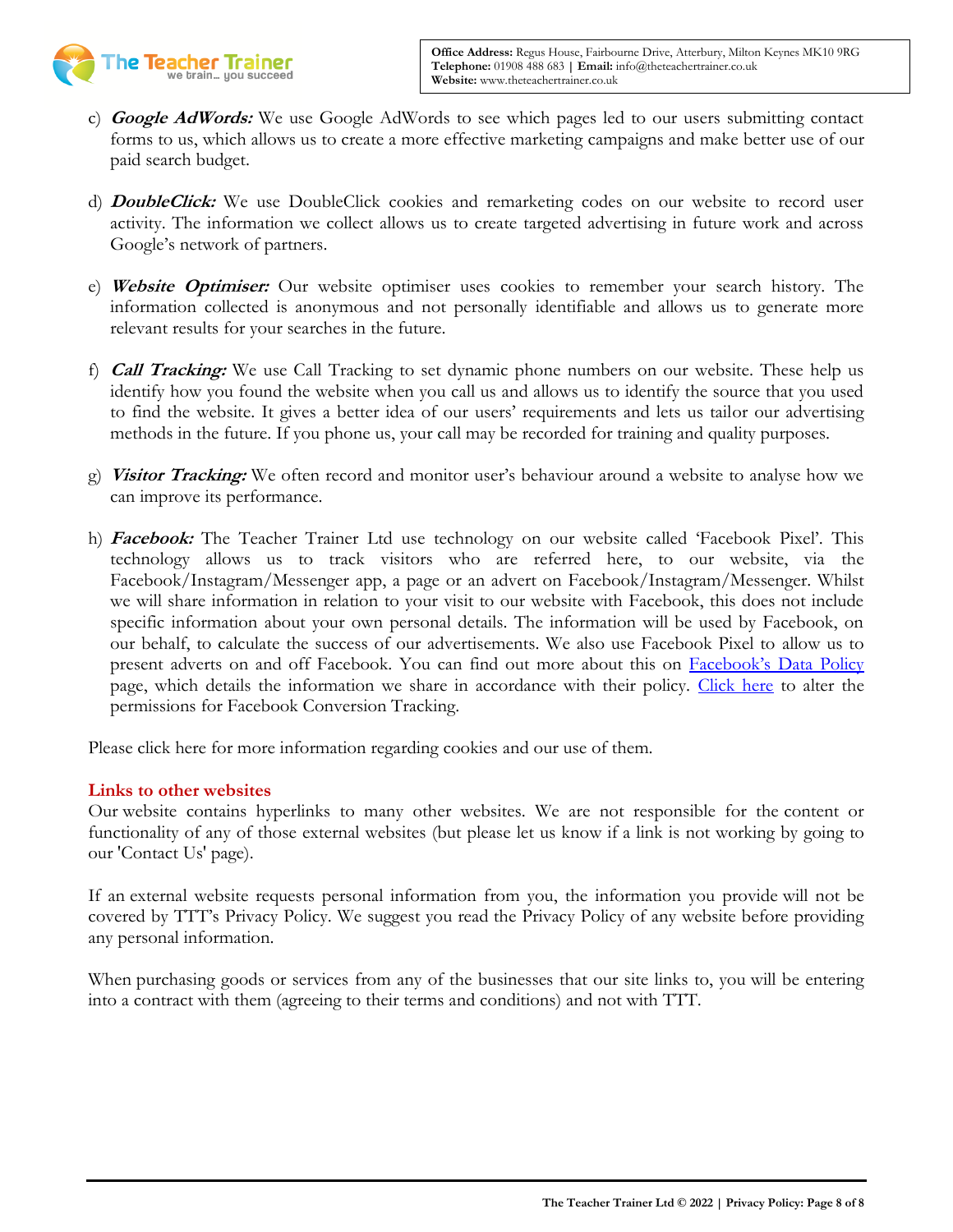c) ***Google AdWords:*** We use Google AdWords to see which pages led to our users submitting contact forms to us, which allows us to create a more effective marketing campaigns and make better use of our paid search budget.

d) ***DoubleClick:*** We use DoubleClick cookies and remarketing codes on our website to record user activity. The information we collect allows us to create targeted advertising in future work and across Google's network of partners.

e) ***Website Optimiser:*** Our website optimiser uses cookies to remember your search history. The information collected is anonymous and not personally identifiable and allows us to generate more relevant results for your searches in the future.

f) ***Call Tracking:*** We use Call Tracking to set dynamic phone numbers on our website. These help us identify how you found the website when you call us and allows us to identify the source that you used to find the website. It gives a better idea of our users' requirements and lets us tailor our advertising methods in the future. If you phone us, your call may be recorded for training and quality purposes.

g) ***Visitor Tracking:*** We often record and monitor user's behaviour around a website to analyse how we can improve its performance.

h) ***Facebook:*** The Teacher Trainer Ltd use technology on our website called 'Facebook Pixel'. This technology allows us to track visitors who are referred here, to our website, via the Facebook/Instagram/Messenger app, a page or an advert on Facebook/Instagram/Messenger. Whilst we will share information in relation to your visit to our website with Facebook, this does not include specific information about your own personal details. The information will be used by Facebook, on our behalf, to calculate the success of our advertisements. We also use Facebook Pixel to allow us to present adverts on and off Facebook. You can find out more about this on Facebook's Data Policy page, which details the information we share in accordance with their policy. Click here to alter the permissions for Facebook Conversion Tracking.

Please click here for more information regarding cookies and our use of them.

## Links to other websites

Our website contains hyperlinks to many other websites. We are not responsible for the content or functionality of any of those external websites (but please let us know if a link is not working by going to our 'Contact Us' page).

If an external website requests personal information from you, the information you provide will not be covered by TTT's Privacy Policy. We suggest you read the Privacy Policy of any website before providing any personal information.

When purchasing goods or services from any of the businesses that our site links to, you will be entering into a contract with them (agreeing to their terms and conditions) and not with TTT.